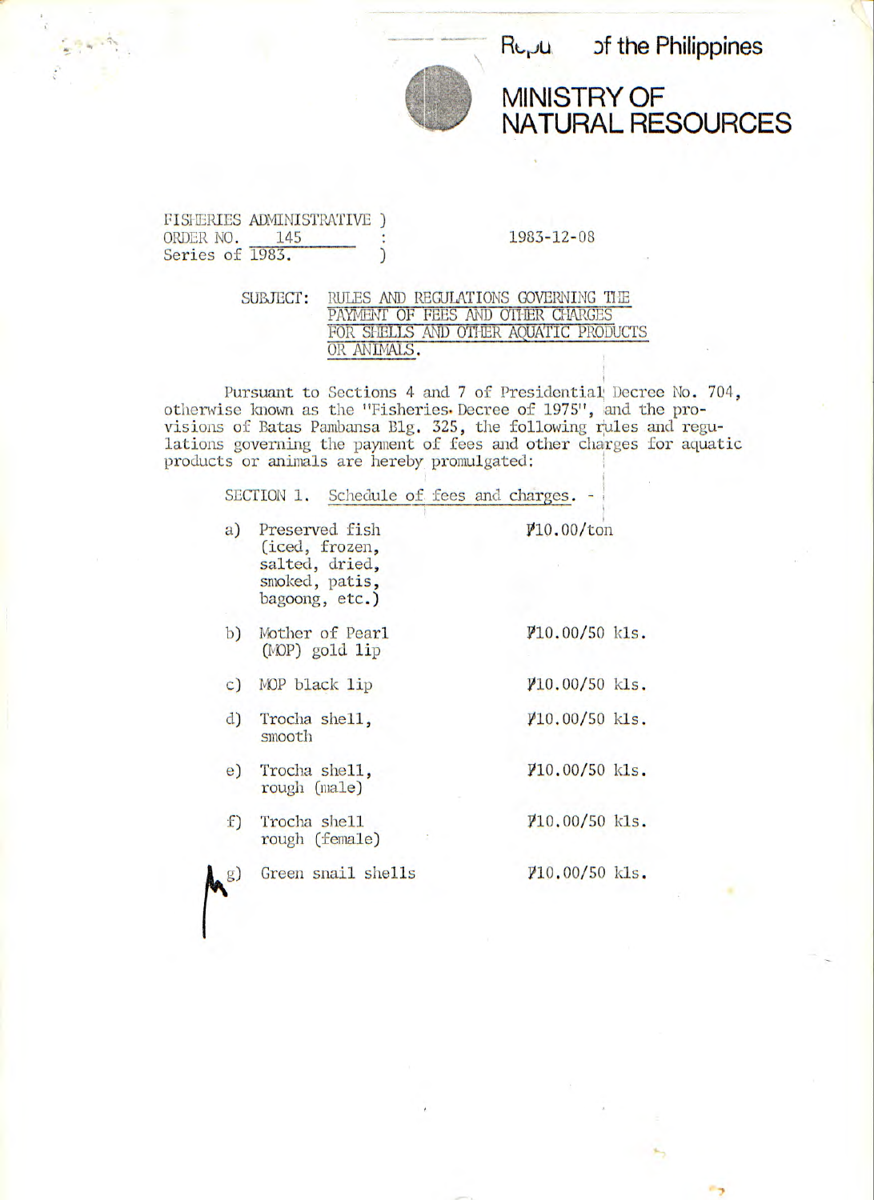Republic of the Philippines

# MINISTRY OF NATURAL RESOURCES

FISHERIES ADMINISTRATIVE )
ORDER NO. 145 :
Series of 1983. )

1983-12-08

SUBJECT: RULES AND REGULATIONS GOVERNING THE PAYMENT OF FEES AND OTHER CHARGES FOR SHELLS AND OTHER AQUATIC PRODUCTS OR ANIMALS.

Pursuant to Sections 4 and 7 of Presidential Decree No. 704, otherwise known as the "Fisheries Decree of 1975", and the provisions of Batas Pambansa Blg. 325, the following rules and regulations governing the payment of fees and other charges for aquatic products or animals are hereby promulgated:

SECTION 1. Schedule of fees and charges. -

| | | |
|---|---|---|
| a) | Preserved fish (iced, frozen, salted, dried, smoked, patis, bagoong, etc.) | ₱10.00/ton |
| b) | Mother of Pearl (MOP) gold lip | ₱10.00/50 kls. |
| c) | MOP black lip | ₱10.00/50 kls. |
| d) | Trocha shell, smooth | ₱10.00/50 kls. |
| e) | Trocha shell, rough (male) | ₱10.00/50 kls. |
| f) | Trocha shell rough (female) | ₱10.00/50 kls. |
| g) | Green snail shells | ₱10.00/50 kls. |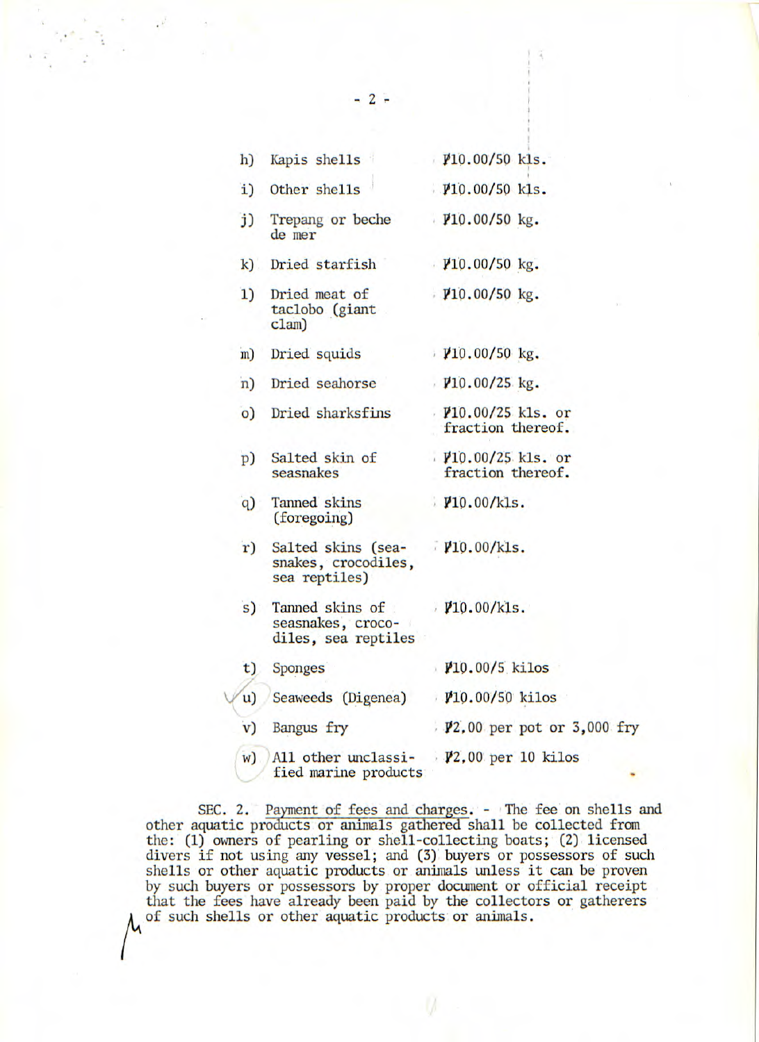| | | |
|---|---|---|
| h) | Kapis shells | ₱10.00/50 kls. |
| i) | Other shells | ₱10.00/50 kls. |
| j) | Trepang or beche de mer | ₱10.00/50 kg. |
| k) | Dried starfish | ₱10.00/50 kg. |
| l) | Dried meat of taclobo (giant clam) | ₱10.00/50 kg. |
| m) | Dried squids | ₱10.00/50 kg. |
| n) | Dried seahorse | ₱10.00/25 kg. |
| o) | Dried sharksfins | ₱10.00/25 kls. or fraction thereof. |
| p) | Salted skin of seasnakes | ₱10.00/25 kls. or fraction thereof. |
| q) | Tanned skins (foregoing) | ₱10.00/kls. |
| r) | Salted skins (sea-snakes, crocodiles, sea reptiles) | ₱10.00/kls. |
| s) | Tanned skins of seasnakes, crocodiles, sea reptiles | ₱10.00/kls. |
| t) | Sponges | ₱10.00/5 kilos |
| u) | Seaweeds (Digenea) | ₱10.00/50 kilos |
| v) | Bangus fry | ₱2.00 per pot or 3,000 fry |
| w) | All other unclassified marine products | ₱2.00 per 10 kilos |

SEC. 2. Payment of fees and charges. - The fee on shells and other aquatic products or animals gathered shall be collected from the: (1) owners of pearling or shell-collecting boats; (2) licensed divers if not using any vessel; and (3) buyers or possessors of such shells or other aquatic products or animals unless it can be proven by such buyers or possessors by proper document or official receipt that the fees have already been paid by the collectors or gatherers of such shells or other aquatic products or animals.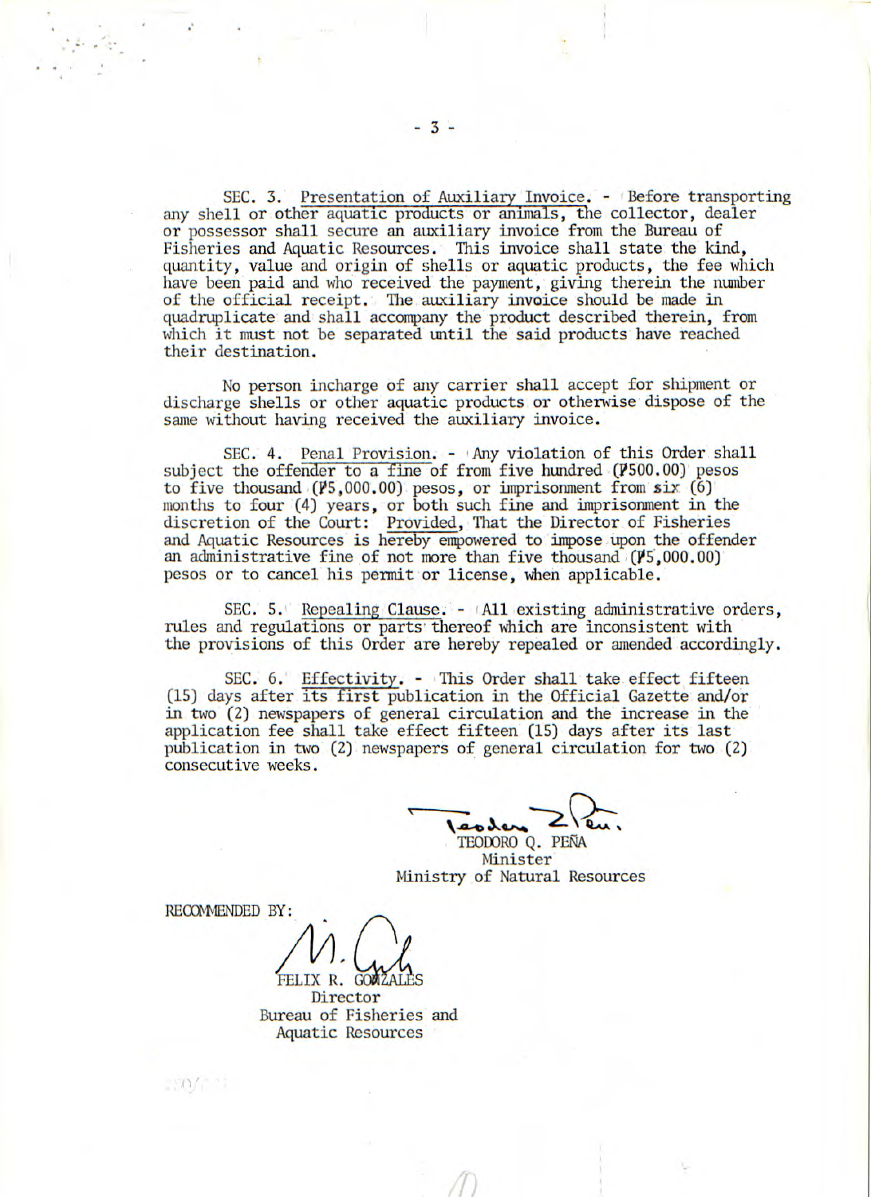SEC. 3. Presentation of Auxiliary Invoice. - Before transporting any shell or other aquatic products or animals, the collector, dealer or possessor shall secure an auxiliary invoice from the Bureau of Fisheries and Aquatic Resources. This invoice shall state the kind, quantity, value and origin of shells or aquatic products, the fee which have been paid and who received the payment, giving therein the number of the official receipt. The auxiliary invoice should be made in quadruplicate and shall accompany the product described therein, from which it must not be separated until the said products have reached their destination.

No person incharge of any carrier shall accept for shipment or discharge shells or other aquatic products or otherwise dispose of the same without having received the auxiliary invoice.

SEC. 4. Penal Provision. - Any violation of this Order shall subject the offender to a fine of from five hundred (₱500.00) pesos to five thousand (₱5,000.00) pesos, or imprisonment from six (6) months to four (4) years, or both such fine and imprisonment in the discretion of the Court: Provided, That the Director of Fisheries and Aquatic Resources is hereby empowered to impose upon the offender an administrative fine of not more than five thousand (₱5,000.00) pesos or to cancel his permit or license, when applicable.

SEC. 5. Repealing Clause. - All existing administrative orders, rules and regulations or parts thereof which are inconsistent with the provisions of this Order are hereby repealed or amended accordingly.

SEC. 6. Effectivity. - This Order shall take effect fifteen (15) days after its first publication in the Official Gazette and/or in two (2) newspapers of general circulation and the increase in the application fee shall take effect fifteen (15) days after its last publication in two (2) newspapers of general circulation for two (2) consecutive weeks.

TEODORO Q. PEÑA
Minister
Ministry of Natural Resources

RECOMMENDED BY:

FELIX R. GONZALES
Director
Bureau of Fisheries and Aquatic Resources